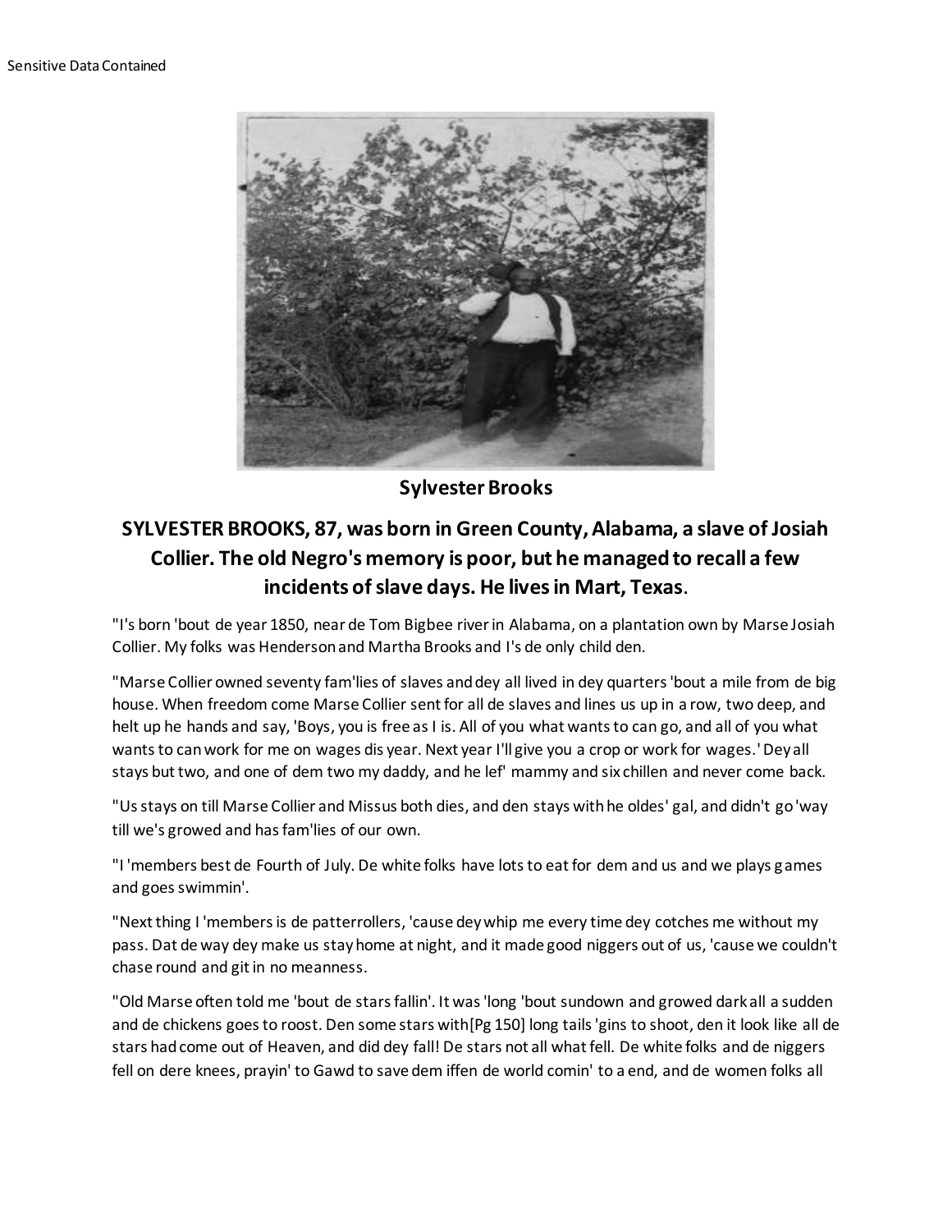Sensitive Data Contained

**Sylvester Brooks**

## SYLVESTER BROOKS, 87, was born in Green County, Alabama, a slave of Josiah Collier. The old Negro's memory is poor, but he managed to recall a few incidents of slave days. He lives in Mart, Texas.

"I's born 'bout de year 1850, near de Tom Bigbee river in Alabama, on a plantation own by Marse Josiah Collier. My folks was Henderson and Martha Brooks and I's de only child den.

"Marse Collier owned seventy fam'lies of slaves and dey all lived in dey quarters 'bout a mile from de big house. When freedom come Marse Collier sent for all de slaves and lines us up in a row, two deep, and helt up he hands and say, 'Boys, you is free as I is. All of you what wants to can go, and all of you what wants to can work for me on wages dis year. Next year I'll give you a crop or work for wages.' Dey all stays but two, and one of dem two my daddy, and he lef' mammy and six chillen and never come back.

"Us stays on till Marse Collier and Missus both dies, and den stays with he oldes' gal, and didn't go 'way till we's growed and has fam'lies of our own.

"I 'members best de Fourth of July. De white folks have lots to eat for dem and us and we plays games and goes swimmin'.

"Next thing I 'members is de patterrollers, 'cause dey whip me every time dey cotches me without my pass. Dat de way dey make us stay home at night, and it made good niggers out of us, 'cause we couldn't chase round and git in no meanness.

"Old Marse often told me 'bout de stars fallin'. It was 'long 'bout sundown and growed dark all a sudden and de chickens goes to roost. Den some stars with[Pg 150] long tails 'gins to shoot, den it look like all de stars had come out of Heaven, and did dey fall! De stars not all what fell. De white folks and de niggers fell on dere knees, prayin' to Gawd to save dem iffen de world comin' to a end, and de women folks all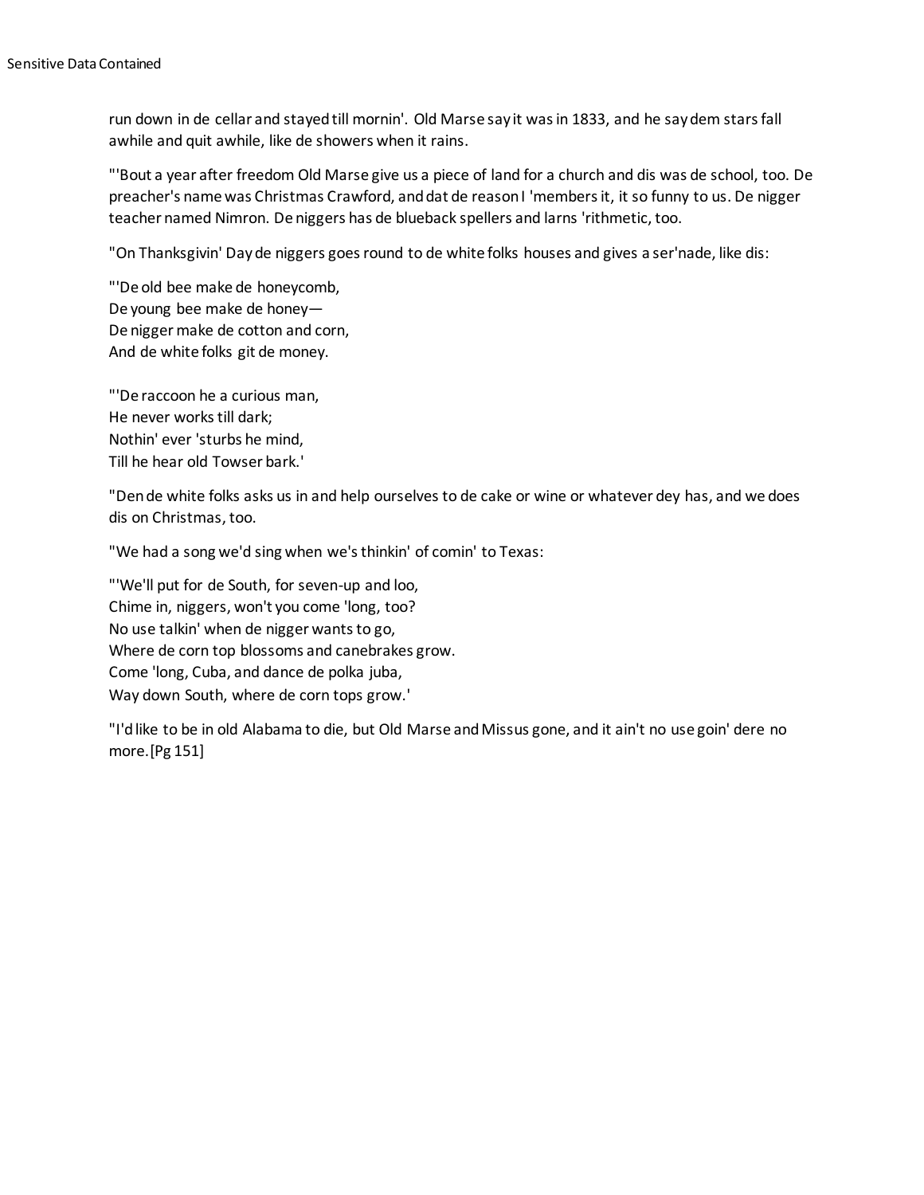run down in de cellar and stayed till mornin'. Old Marse say it was in 1833, and he say dem stars fall awhile and quit awhile, like de showers when it rains.

"'Bout a year after freedom Old Marse give us a piece of land for a church and dis was de school, too. De preacher's name was Christmas Crawford, and dat de reason I 'members it, it so funny to us. De nigger teacher named Nimron. De niggers has de blueback spellers and larns 'rithmetic, too.

"On Thanksgivin' Day de niggers goes round to de white folks houses and gives a ser'nade, like dis:

"'De old bee make de honeycomb,  
De young bee make de honey—  
De nigger make de cotton and corn,  
And de white folks git de money.

"'De raccoon he a curious man,  
He never works till dark;  
Nothin' ever 'sturbs he mind,  
Till he hear old Towser bark.'

"Den de white folks asks us in and help ourselves to de cake or wine or whatever dey has, and we does dis on Christmas, too.

"We had a song we'd sing when we's thinkin' of comin' to Texas:

"'We'll put for de South, for seven-up and loo,  
Chime in, niggers, won't you come 'long, too?  
No use talkin' when de nigger wants to go,  
Where de corn top blossoms and canebrakes grow.  
Come 'long, Cuba, and dance de polka juba,  
Way down South, where de corn tops grow.'

"I'd like to be in old Alabama to die, but Old Marse and Missus gone, and it ain't no use goin' dere no more.[Pg 151]